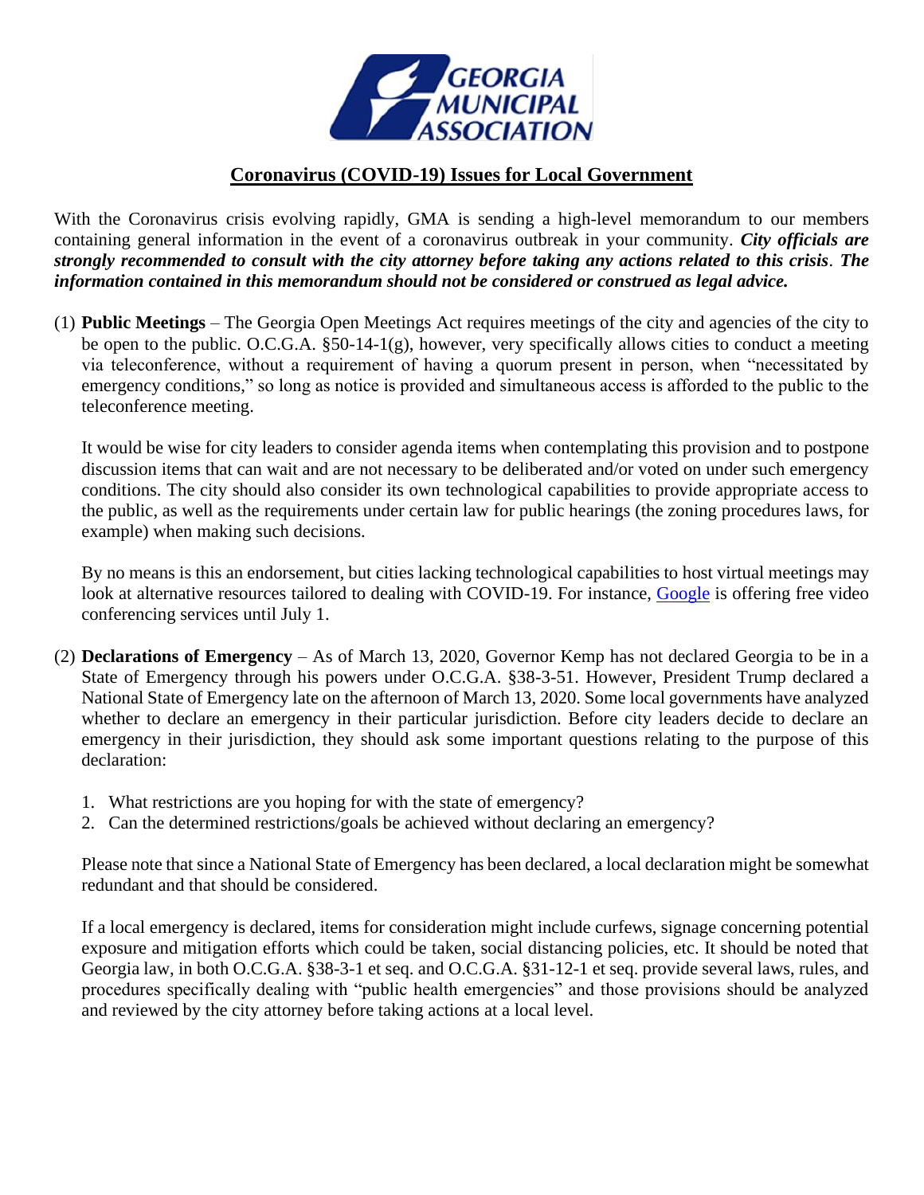GEORGIA MUNICIPAL ASSOCIATION

# Coronavirus (COVID-19) Issues for Local Government

With the Coronavirus crisis evolving rapidly, GMA is sending a high-level memorandum to our members containing general information in the event of a coronavirus outbreak in your community. ***City officials are strongly recommended to consult with the city attorney before taking any actions related to this crisis*. *The information contained in this memorandum should not be considered or construed as legal advice.***

(1) **Public Meetings** – The Georgia Open Meetings Act requires meetings of the city and agencies of the city to be open to the public. O.C.G.A. §50-14-1(g), however, very specifically allows cities to conduct a meeting via teleconference, without a requirement of having a quorum present in person, when "necessitated by emergency conditions," so long as notice is provided and simultaneous access is afforded to the public to the teleconference meeting.

   It would be wise for city leaders to consider agenda items when contemplating this provision and to postpone discussion items that can wait and are not necessary to be deliberated and/or voted on under such emergency conditions. The city should also consider its own technological capabilities to provide appropriate access to the public, as well as the requirements under certain law for public hearings (the zoning procedures laws, for example) when making such decisions.

   By no means is this an endorsement, but cities lacking technological capabilities to host virtual meetings may look at alternative resources tailored to dealing with COVID-19. For instance, Google is offering free video conferencing services until July 1.

(2) **Declarations of Emergency** – As of March 13, 2020, Governor Kemp has not declared Georgia to be in a State of Emergency through his powers under O.C.G.A. §38-3-51. However, President Trump declared a National State of Emergency late on the afternoon of March 13, 2020. Some local governments have analyzed whether to declare an emergency in their particular jurisdiction. Before city leaders decide to declare an emergency in their jurisdiction, they should ask some important questions relating to the purpose of this declaration:

   1. What restrictions are you hoping for with the state of emergency?
   2. Can the determined restrictions/goals be achieved without declaring an emergency?

   Please note that since a National State of Emergency has been declared, a local declaration might be somewhat redundant and that should be considered.

   If a local emergency is declared, items for consideration might include curfews, signage concerning potential exposure and mitigation efforts which could be taken, social distancing policies, etc. It should be noted that Georgia law, in both O.C.G.A. §38-3-1 et seq. and O.C.G.A. §31-12-1 et seq. provide several laws, rules, and procedures specifically dealing with "public health emergencies" and those provisions should be analyzed and reviewed by the city attorney before taking actions at a local level.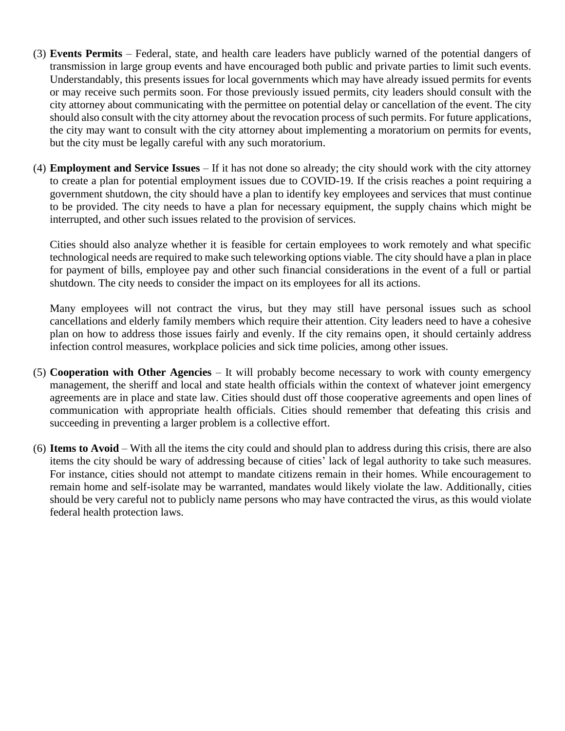(3) **Events Permits** – Federal, state, and health care leaders have publicly warned of the potential dangers of transmission in large group events and have encouraged both public and private parties to limit such events. Understandably, this presents issues for local governments which may have already issued permits for events or may receive such permits soon. For those previously issued permits, city leaders should consult with the city attorney about communicating with the permittee on potential delay or cancellation of the event. The city should also consult with the city attorney about the revocation process of such permits. For future applications, the city may want to consult with the city attorney about implementing a moratorium on permits for events, but the city must be legally careful with any such moratorium.

(4) **Employment and Service Issues** – If it has not done so already; the city should work with the city attorney to create a plan for potential employment issues due to COVID-19. If the crisis reaches a point requiring a government shutdown, the city should have a plan to identify key employees and services that must continue to be provided. The city needs to have a plan for necessary equipment, the supply chains which might be interrupted, and other such issues related to the provision of services.

Cities should also analyze whether it is feasible for certain employees to work remotely and what specific technological needs are required to make such teleworking options viable. The city should have a plan in place for payment of bills, employee pay and other such financial considerations in the event of a full or partial shutdown. The city needs to consider the impact on its employees for all its actions.

Many employees will not contract the virus, but they may still have personal issues such as school cancellations and elderly family members which require their attention. City leaders need to have a cohesive plan on how to address those issues fairly and evenly. If the city remains open, it should certainly address infection control measures, workplace policies and sick time policies, among other issues.

(5) **Cooperation with Other Agencies** – It will probably become necessary to work with county emergency management, the sheriff and local and state health officials within the context of whatever joint emergency agreements are in place and state law. Cities should dust off those cooperative agreements and open lines of communication with appropriate health officials. Cities should remember that defeating this crisis and succeeding in preventing a larger problem is a collective effort.

(6) **Items to Avoid** – With all the items the city could and should plan to address during this crisis, there are also items the city should be wary of addressing because of cities' lack of legal authority to take such measures. For instance, cities should not attempt to mandate citizens remain in their homes. While encouragement to remain home and self-isolate may be warranted, mandates would likely violate the law. Additionally, cities should be very careful not to publicly name persons who may have contracted the virus, as this would violate federal health protection laws.